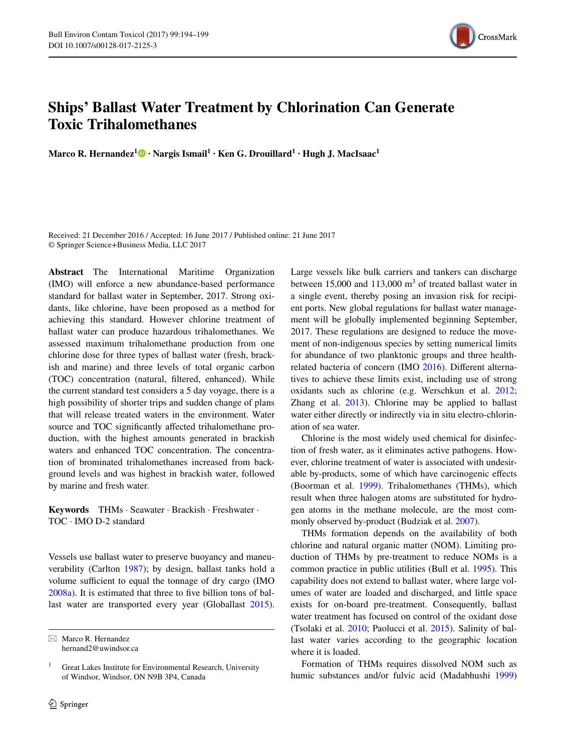# Ships' Ballast Water Treatment by Chlorination Can Generate Toxic Trihalomethanes

**Marco R. Hernandez**[1] · **Nargis Ismail**[1] · **Ken G. Drouillard**[1] · **Hugh J. MacIsaac**[1]

Received: 21 December 2016 / Accepted: 16 June 2017 / Published online: 21 June 2017
© Springer Science+Business Media, LLC 2017

**Abstract** The International Maritime Organization (IMO) will enforce a new abundance-based performance standard for ballast water in September, 2017. Strong oxidants, like chlorine, have been proposed as a method for achieving this standard. However chlorine treatment of ballast water can produce hazardous trihalomethanes. We assessed maximum trihalomethane production from one chlorine dose for three types of ballast water (fresh, brackish and marine) and three levels of total organic carbon (TOC) concentration (natural, filtered, enhanced). While the current standard test considers a 5 day voyage, there is a high possibility of shorter trips and sudden change of plans that will release treated waters in the environment. Water source and TOC significantly affected trihalomethane production, with the highest amounts generated in brackish waters and enhanced TOC concentration. The concentration of brominated trihalomethanes increased from background levels and was highest in brackish water, followed by marine and fresh water.

**Keywords** THMs · Seawater · Brackish · Freshwater · TOC · IMO D-2 standard

Vessels use ballast water to preserve buoyancy and maneuverability (Carlton 1987); by design, ballast tanks hold a volume sufficient to equal the tonnage of dry cargo (IMO 2008a). It is estimated that three to five billion tons of ballast water are transported every year (Globallast 2015). Large vessels like bulk carriers and tankers can discharge between 15,000 and 113,000 $m^3$ of treated ballast water in a single event, thereby posing an invasion risk for recipient ports. New global regulations for ballast water management will be globally implemented beginning September, 2017. These regulations are designed to reduce the movement of non-indigenous species by setting numerical limits for abundance of two planktonic groups and three health-related bacteria of concern (IMO 2016). Different alternatives to achieve these limits exist, including use of strong oxidants such as chlorine (e.g. Werschkun et al. 2012; Zhang et al. 2013). Chlorine may be applied to ballast water either directly or indirectly via in situ electro-chlorination of sea water.

Chlorine is the most widely used chemical for disinfection of fresh water, as it eliminates active pathogens. However, chlorine treatment of water is associated with undesirable by-products, some of which have carcinogenic effects (Boorman et al. 1999). Trihalomethanes (THMs), which result when three halogen atoms are substituted for hydrogen atoms in the methane molecule, are the most commonly observed by-product (Budziak et al. 2007).

THMs formation depends on the availability of both chlorine and natural organic matter (NOM). Limiting production of THMs by pre-treatment to reduce NOMs is a common practice in public utilities (Bull et al. 1995). This capability does not extend to ballast water, where large volumes of water are loaded and discharged, and little space exists for on-board pre-treatment. Consequently, ballast water treatment has focused on control of the oxidant dose (Tsolaki et al. 2010; Paolucci et al. 2015). Salinity of ballast water varies according to the geographic location where it is loaded.

Formation of THMs requires dissolved NOM such as humic substances and/or fulvic acid (Madabhushi 1999)

✉ Marco R. Hernandez
hernand2@uwindsor.ca

[1] Great Lakes Institute for Environmental Research, University of Windsor, Windsor, ON N9B 3P4, Canada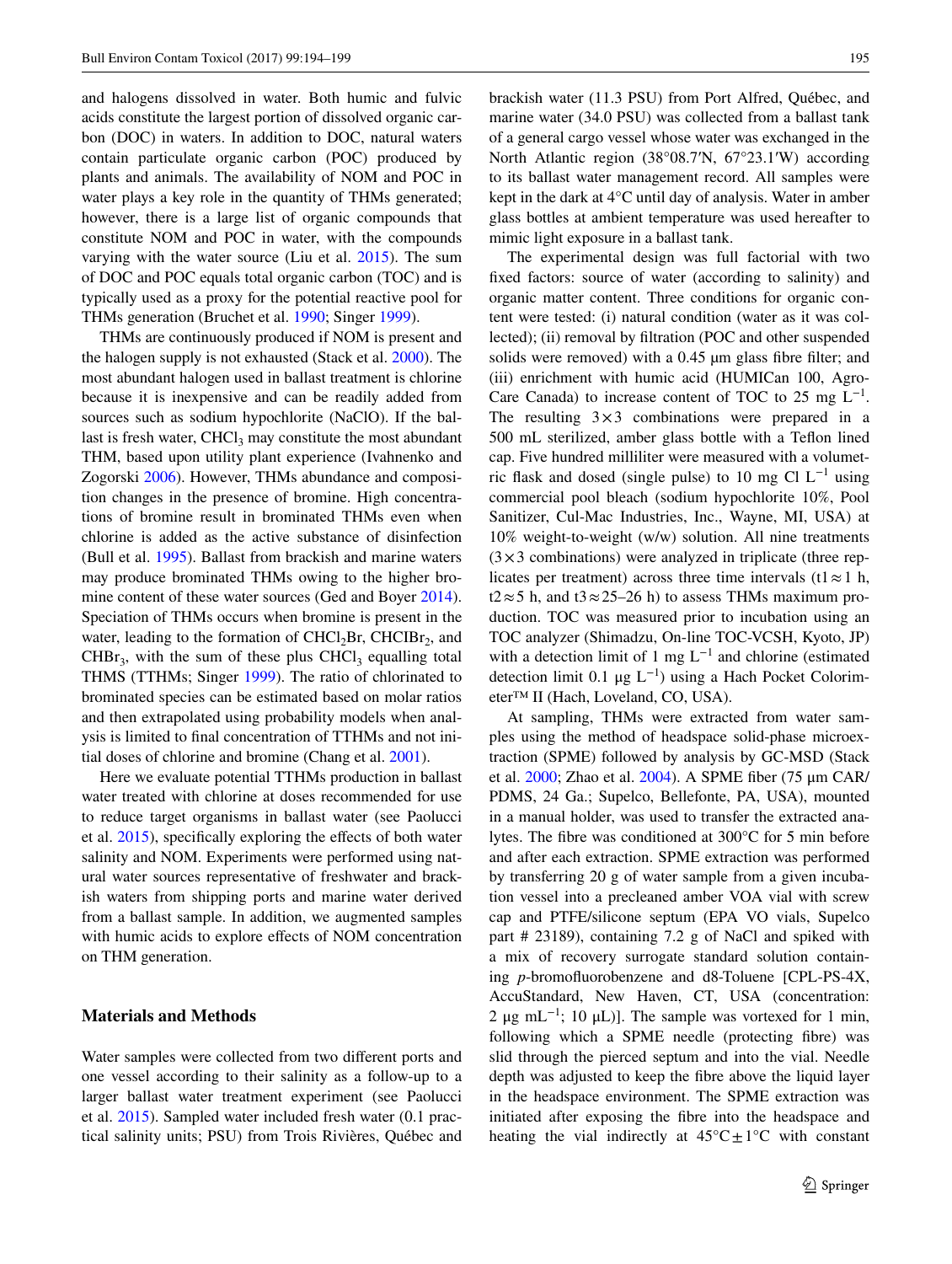and halogens dissolved in water. Both humic and fulvic acids constitute the largest portion of dissolved organic carbon (DOC) in waters. In addition to DOC, natural waters contain particulate organic carbon (POC) produced by plants and animals. The availability of NOM and POC in water plays a key role in the quantity of THMs generated; however, there is a large list of organic compounds that constitute NOM and POC in water, with the compounds varying with the water source (Liu et al. 2015). The sum of DOC and POC equals total organic carbon (TOC) and is typically used as a proxy for the potential reactive pool for THMs generation (Bruchet et al. 1990; Singer 1999).

THMs are continuously produced if NOM is present and the halogen supply is not exhausted (Stack et al. 2000). The most abundant halogen used in ballast treatment is chlorine because it is inexpensive and can be readily added from sources such as sodium hypochlorite (NaClO). If the ballast is fresh water, $CHCl_3$ may constitute the most abundant THM, based upon utility plant experience (Ivahnenko and Zogorski 2006). However, THMs abundance and composition changes in the presence of bromine. High concentrations of bromine result in brominated THMs even when chlorine is added as the active substance of disinfection (Bull et al. 1995). Ballast from brackish and marine waters may produce brominated THMs owing to the higher bromine content of these water sources (Ged and Boyer 2014). Speciation of THMs occurs when bromine is present in the water, leading to the formation of $CHCl_2Br$, $CHClBr_2$, and $CHBr_3$, with the sum of these plus $CHCl_3$ equalling total THMS (TTHMs; Singer 1999). The ratio of chlorinated to brominated species can be estimated based on molar ratios and then extrapolated using probability models when analysis is limited to final concentration of TTHMs and not initial doses of chlorine and bromine (Chang et al. 2001).

Here we evaluate potential TTHMs production in ballast water treated with chlorine at doses recommended for use to reduce target organisms in ballast water (see Paolucci et al. 2015), specifically exploring the effects of both water salinity and NOM. Experiments were performed using natural water sources representative of freshwater and brackish waters from shipping ports and marine water derived from a ballast sample. In addition, we augmented samples with humic acids to explore effects of NOM concentration on THM generation.

## Materials and Methods

Water samples were collected from two different ports and one vessel according to their salinity as a follow-up to a larger ballast water treatment experiment (see Paolucci et al. 2015). Sampled water included fresh water (0.1 practical salinity units; PSU) from Trois Rivières, Québec and brackish water (11.3 PSU) from Port Alfred, Québec, and marine water (34.0 PSU) was collected from a ballast tank of a general cargo vessel whose water was exchanged in the North Atlantic region (38°08.7′N, 67°23.1′W) according to its ballast water management record. All samples were kept in the dark at 4°C until day of analysis. Water in amber glass bottles at ambient temperature was used hereafter to mimic light exposure in a ballast tank.

The experimental design was full factorial with two fixed factors: source of water (according to salinity) and organic matter content. Three conditions for organic content were tested: (i) natural condition (water as it was collected); (ii) removal by filtration (POC and other suspended solids were removed) with a 0.45 µm glass fibre filter; and (iii) enrichment with humic acid (HUMICan 100, Agro-Care Canada) to increase content of TOC to 25 mg $L^{-1}$. The resulting $3\times3$ combinations were prepared in a 500 mL sterilized, amber glass bottle with a Teflon lined cap. Five hundred milliliter were measured with a volumetric flask and dosed (single pulse) to 10 mg Cl $L^{-1}$ using commercial pool bleach (sodium hypochlorite 10%, Pool Sanitizer, Cul-Mac Industries, Inc., Wayne, MI, USA) at 10% weight-to-weight (w/w) solution. All nine treatments ($3\times3$ combinations) were analyzed in triplicate (three replicates per treatment) across three time intervals ($t1\approx1$ h, $t2\approx5$ h, and $t3\approx25$–26 h) to assess THMs maximum production. TOC was measured prior to incubation using an TOC analyzer (Shimadzu, On-line TOC-VCSH, Kyoto, JP) with a detection limit of 1 mg $L^{-1}$ and chlorine (estimated detection limit 0.1 µg $L^{-1}$) using a Hach Pocket Colorimeter™ II (Hach, Loveland, CO, USA).

At sampling, THMs were extracted from water samples using the method of headspace solid-phase microextraction (SPME) followed by analysis by GC-MSD (Stack et al. 2000; Zhao et al. 2004). A SPME fiber (75 µm CAR/PDMS, 24 Ga.; Supelco, Bellefonte, PA, USA), mounted in a manual holder, was used to transfer the extracted analytes. The fibre was conditioned at 300°C for 5 min before and after each extraction. SPME extraction was performed by transferring 20 g of water sample from a given incubation vessel into a precleaned amber VOA vial with screw cap and PTFE/silicone septum (EPA VO vials, Supelco part # 23189), containing 7.2 g of NaCl and spiked with a mix of recovery surrogate standard solution containing *p*-bromofluorobenzene and d8-Toluene [CPL-PS-4X, AccuStandard, New Haven, CT, USA (concentration: 2 µg $mL^{-1}$; 10 µL)]. The sample was vortexed for 1 min, following which a SPME needle (protecting fibre) was slid through the pierced septum and into the vial. Needle depth was adjusted to keep the fibre above the liquid layer in the headspace environment. The SPME extraction was initiated after exposing the fibre into the headspace and heating the vial indirectly at 45°C ± 1°C with constant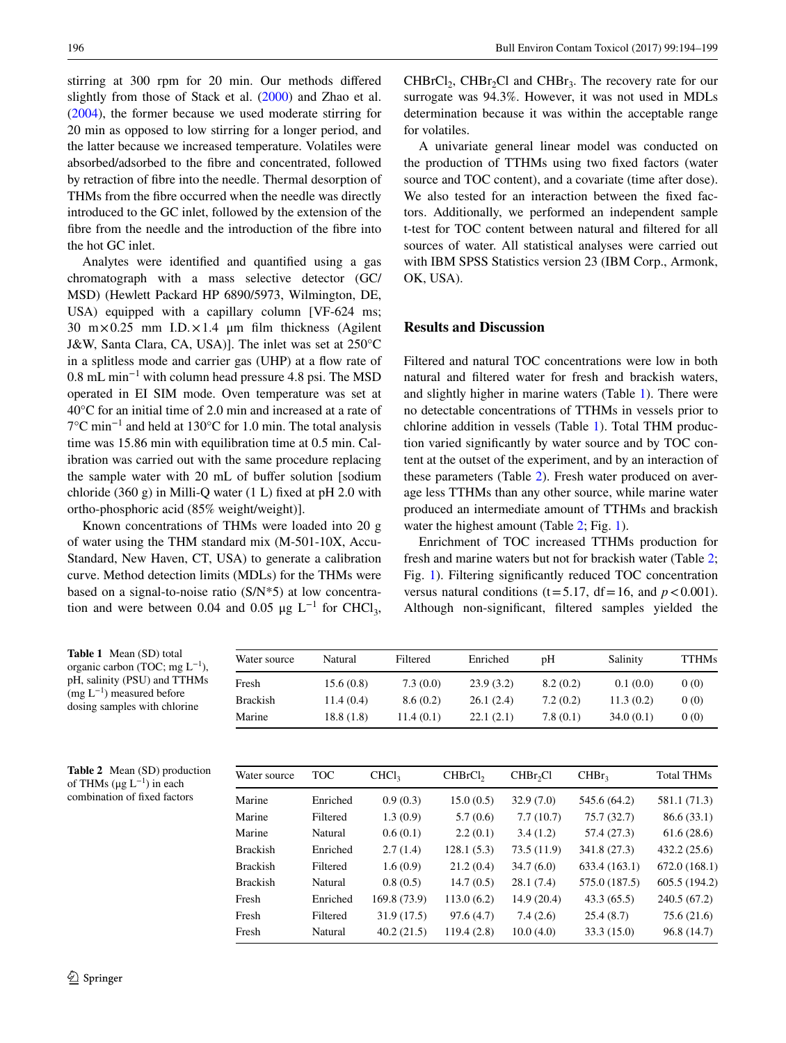stirring at 300 rpm for 20 min. Our methods differed slightly from those of Stack et al. (2000) and Zhao et al. (2004), the former because we used moderate stirring for 20 min as opposed to low stirring for a longer period, and the latter because we increased temperature. Volatiles were absorbed/adsorbed to the fibre and concentrated, followed by retraction of fibre into the needle. Thermal desorption of THMs from the fibre occurred when the needle was directly introduced to the GC inlet, followed by the extension of the fibre from the needle and the introduction of the fibre into the hot GC inlet.

Analytes were identified and quantified using a gas chromatograph with a mass selective detector (GC/MSD) (Hewlett Packard HP 6890/5973, Wilmington, DE, USA) equipped with a capillary column [VF-624 ms; 30 m × 0.25 mm I.D. × 1.4 µm film thickness (Agilent J&W, Santa Clara, CA, USA)]. The inlet was set at 250°C in a splitless mode and carrier gas (UHP) at a flow rate of 0.8 mL $min^{-1}$ with column head pressure 4.8 psi. The MSD operated in EI SIM mode. Oven temperature was set at 40°C for an initial time of 2.0 min and increased at a rate of 7°C $min^{-1}$ and held at 130°C for 1.0 min. The total analysis time was 15.86 min with equilibration time at 0.5 min. Calibration was carried out with the same procedure replacing the sample water with 20 mL of buffer solution [sodium chloride (360 g) in Milli-Q water (1 L) fixed at pH 2.0 with ortho-phosphoric acid (85% weight/weight)].

Known concentrations of THMs were loaded into 20 g of water using the THM standard mix (M-501-10X, Accu-Standard, New Haven, CT, USA) to generate a calibration curve. Method detection limits (MDLs) for the THMs were based on a signal-to-noise ratio (S/N*5) at low concentration and were between 0.04 and 0.05 µg $L^{-1}$ for $CHCl_3$, $CHBrCl_2$, $CHBr_2Cl$ and $CHBr_3$. The recovery rate for our surrogate was 94.3%. However, it was not used in MDLs determination because it was within the acceptable range for volatiles.

A univariate general linear model was conducted on the production of TTHMs using two fixed factors (water source and TOC content), and a covariate (time after dose). We also tested for an interaction between the fixed factors. Additionally, we performed an independent sample t-test for TOC content between natural and filtered for all sources of water. All statistical analyses were carried out with IBM SPSS Statistics version 23 (IBM Corp., Armonk, OK, USA).

## Results and Discussion

Filtered and natural TOC concentrations were low in both natural and filtered water for fresh and brackish waters, and slightly higher in marine waters (Table 1). There were no detectable concentrations of TTHMs in vessels prior to chlorine addition in vessels (Table 1). Total THM production varied significantly by water source and by TOC content at the outset of the experiment, and by an interaction of these parameters (Table 2). Fresh water produced on average less TTHMs than any other source, while marine water produced an intermediate amount of TTHMs and brackish water the highest amount (Table 2; Fig. 1).

Enrichment of TOC increased TTHMs production for fresh and marine waters but not for brackish water (Table 2; Fig. 1). Filtering significantly reduced TOC concentration versus natural conditions ($t = 5.17$, $df = 16$, and $p < 0.001$). Although non-significant, filtered samples yielded the

**Table 1** Mean (SD) total organic carbon (TOC; mg $L^{-1}$), pH, salinity (PSU) and TTHMs (mg $L^{-1}$) measured before dosing samples with chlorine

| Water source | Natural | Filtered | Enriched | pH | Salinity | TTHMs |
|---|---|---|---|---|---|---|
| Fresh | 15.6 (0.8) | 7.3 (0.0) | 23.9 (3.2) | 8.2 (0.2) | 0.1 (0.0) | 0 (0) |
| Brackish | 11.4 (0.4) | 8.6 (0.2) | 26.1 (2.4) | 7.2 (0.2) | 11.3 (0.2) | 0 (0) |
| Marine | 18.8 (1.8) | 11.4 (0.1) | 22.1 (2.1) | 7.8 (0.1) | 34.0 (0.1) | 0 (0) |

**Table 2** Mean (SD) production of THMs (µg $L^{-1}$) in each combination of fixed factors

| Water source | TOC | $CHCl_3$ | $CHBrCl_2$ | $CHBr_2Cl$ | $CHBr_3$ | Total THMs |
|---|---|---|---|---|---|---|
| Marine | Enriched | 0.9 (0.3) | 15.0 (0.5) | 32.9 (7.0) | 545.6 (64.2) | 581.1 (71.3) |
| Marine | Filtered | 1.3 (0.9) | 5.7 (0.6) | 7.7 (10.7) | 75.7 (32.7) | 86.6 (33.1) |
| Marine | Natural | 0.6 (0.1) | 2.2 (0.1) | 3.4 (1.2) | 57.4 (27.3) | 61.6 (28.6) |
| Brackish | Enriched | 2.7 (1.4) | 128.1 (5.3) | 73.5 (11.9) | 341.8 (27.3) | 432.2 (25.6) |
| Brackish | Filtered | 1.6 (0.9) | 21.2 (0.4) | 34.7 (6.0) | 633.4 (163.1) | 672.0 (168.1) |
| Brackish | Natural | 0.8 (0.5) | 14.7 (0.5) | 28.1 (7.4) | 575.0 (187.5) | 605.5 (194.2) |
| Fresh | Enriched | 169.8 (73.9) | 113.0 (6.2) | 14.9 (20.4) | 43.3 (65.5) | 240.5 (67.2) |
| Fresh | Filtered | 31.9 (17.5) | 97.6 (4.7) | 7.4 (2.6) | 25.4 (8.7) | 75.6 (21.6) |
| Fresh | Natural | 40.2 (21.5) | 119.4 (2.8) | 10.0 (4.0) | 33.3 (15.0) | 96.8 (14.7) |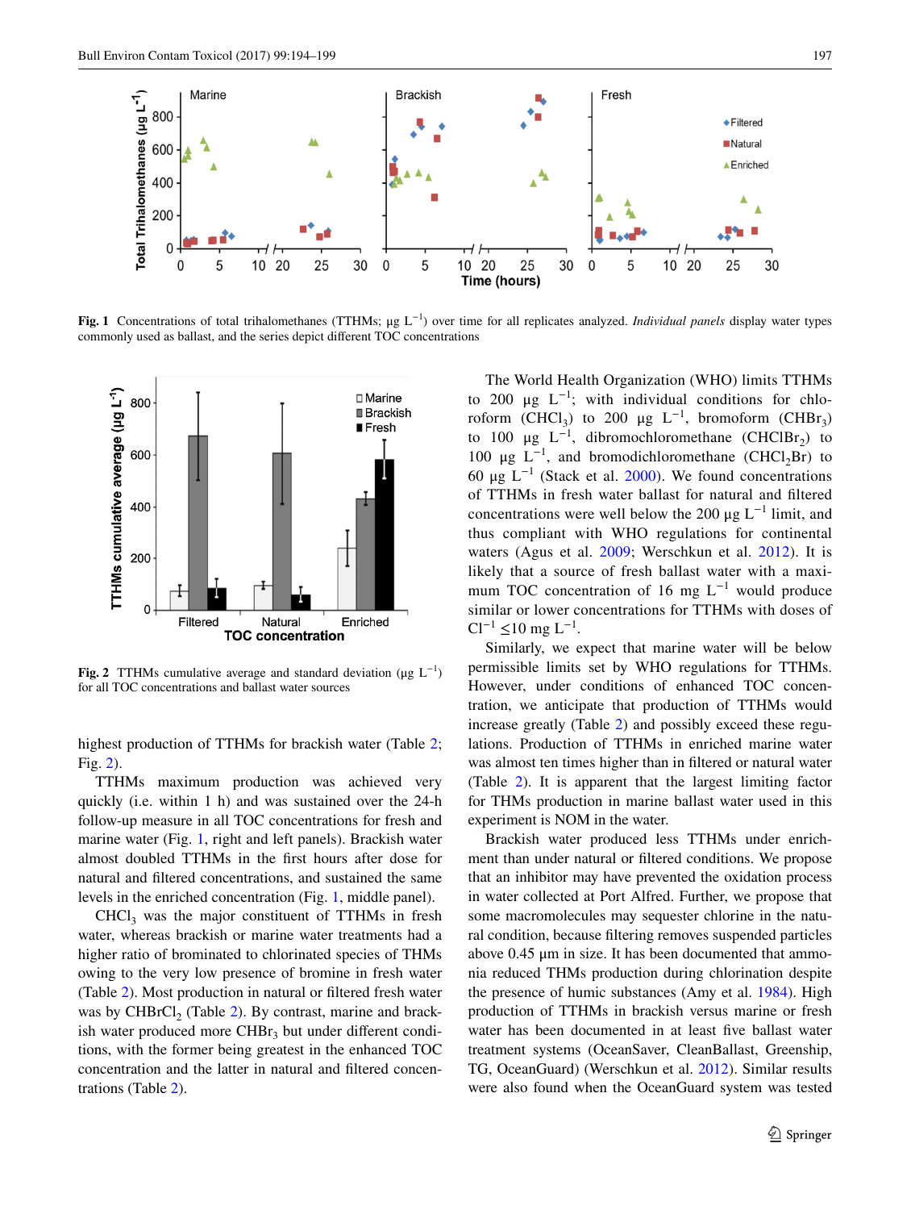**Fig. 1** Concentrations of total trihalomethanes (TTHMs; μg $L^{-1}$) over time for all replicates analyzed. *Individual panels* display water types commonly used as ballast, and the series depict different TOC concentrations

**Fig. 2** TTHMs cumulative average and standard deviation (μg $L^{-1}$) for all TOC concentrations and ballast water sources

highest production of TTHMs for brackish water (Table 2; Fig. 2).

TTHMs maximum production was achieved very quickly (i.e. within 1 h) and was sustained over the 24-h follow-up measure in all TOC concentrations for fresh and marine water (Fig. 1, right and left panels). Brackish water almost doubled TTHMs in the first hours after dose for natural and filtered concentrations, and sustained the same levels in the enriched concentration (Fig. 1, middle panel).

$CHCl_3$ was the major constituent of TTHMs in fresh water, whereas brackish or marine water treatments had a higher ratio of brominated to chlorinated species of THMs owing to the very low presence of bromine in fresh water (Table 2). Most production in natural or filtered fresh water was by $CHBrCl_2$ (Table 2). By contrast, marine and brackish water produced more $CHBr_3$ but under different conditions, with the former being greatest in the enhanced TOC concentration and the latter in natural and filtered concentrations (Table 2).

The World Health Organization (WHO) limits TTHMs to 200 μg $L^{-1}$; with individual conditions for chloroform ($CHCl_3$) to 200 μg $L^{-1}$, bromoform ($CHBr_3$) to 100 μg $L^{-1}$, dibromochloromethane ($CHClBr_2$) to 100 μg $L^{-1}$, and bromodichloromethane ($CHCl_2Br$) to 60 μg $L^{-1}$ (Stack et al. 2000). We found concentrations of TTHMs in fresh water ballast for natural and filtered concentrations were well below the 200 μg $L^{-1}$ limit, and thus compliant with WHO regulations for continental waters (Agus et al. 2009; Werschkun et al. 2012). It is likely that a source of fresh ballast water with a maximum TOC concentration of 16 mg $L^{-1}$ would produce similar or lower concentrations for TTHMs with doses of $Cl^{-1} \leq 10$ mg $L^{-1}$.

Similarly, we expect that marine water will be below permissible limits set by WHO regulations for TTHMs. However, under conditions of enhanced TOC concentration, we anticipate that production of TTHMs would increase greatly (Table 2) and possibly exceed these regulations. Production of TTHMs in enriched marine water was almost ten times higher than in filtered or natural water (Table 2). It is apparent that the largest limiting factor for THMs production in marine ballast water used in this experiment is NOM in the water.

Brackish water produced less TTHMs under enrichment than under natural or filtered conditions. We propose that an inhibitor may have prevented the oxidation process in water collected at Port Alfred. Further, we propose that some macromolecules may sequester chlorine in the natural condition, because filtering removes suspended particles above 0.45 μm in size. It has been documented that ammonia reduced THMs production during chlorination despite the presence of humic substances (Amy et al. 1984). High production of TTHMs in brackish versus marine or fresh water has been documented in at least five ballast water treatment systems (OceanSaver, CleanBallast, Greenship, TG, OceanGuard) (Werschkun et al. 2012). Similar results were also found when the OceanGuard system was tested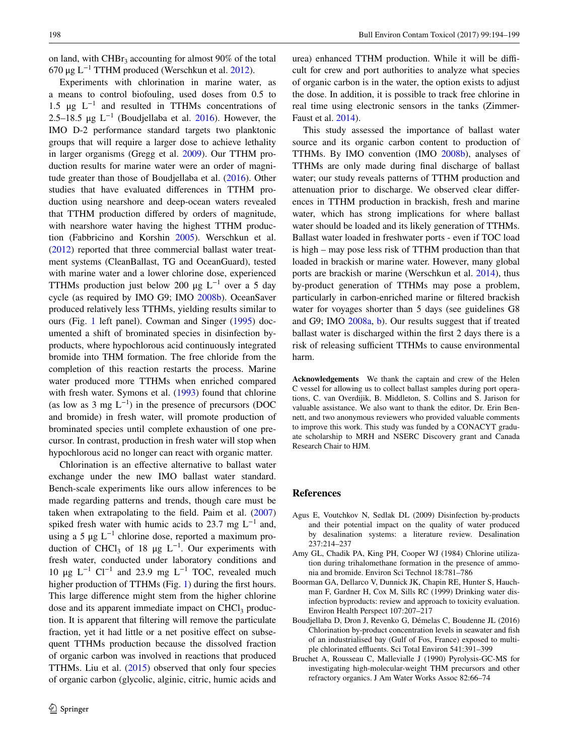on land, with $CHBr_3$ accounting for almost 90% of the total 670 µg $L^{-1}$ TTHM produced (Werschkun et al. 2012).

Experiments with chlorination in marine water, as a means to control biofouling, used doses from 0.5 to 1.5 µg $L^{-1}$ and resulted in TTHMs concentrations of 2.5–18.5 µg $L^{-1}$ (Boudjellaba et al. 2016). However, the IMO D-2 performance standard targets two planktonic groups that will require a larger dose to achieve lethality in larger organisms (Gregg et al. 2009). Our TTHM production results for marine water were an order of magnitude greater than those of Boudjellaba et al. (2016). Other studies that have evaluated differences in TTHM production using nearshore and deep-ocean waters revealed that TTHM production differed by orders of magnitude, with nearshore water having the highest TTHM production (Fabbricino and Korshin 2005). Werschkun et al. (2012) reported that three commercial ballast water treatment systems (CleanBallast, TG and OceanGuard), tested with marine water and a lower chlorine dose, experienced TTHMs production just below 200 µg $L^{-1}$ over a 5 day cycle (as required by IMO G9; IMO 2008b). OceanSaver produced relatively less TTHMs, yielding results similar to ours (Fig. 1 left panel). Cowman and Singer (1995) documented a shift of brominated species in disinfection by-products, where hypochlorous acid continuously integrated bromide into THM formation. The free chloride from the completion of this reaction restarts the process. Marine water produced more TTHMs when enriched compared with fresh water. Symons et al. (1993) found that chlorine (as low as 3 mg $L^{-1}$) in the presence of precursors (DOC and bromide) in fresh water, will promote production of brominated species until complete exhaustion of one precursor. In contrast, production in fresh water will stop when hypochlorous acid no longer can react with organic matter.

Chlorination is an effective alternative to ballast water exchange under the new IMO ballast water standard. Bench-scale experiments like ours allow inferences to be made regarding patterns and trends, though care must be taken when extrapolating to the field. Paim et al. (2007) spiked fresh water with humic acids to 23.7 mg $L^{-1}$ and, using a 5 µg $L^{-1}$ chlorine dose, reported a maximum production of $CHCl_3$ of 18 µg $L^{-1}$. Our experiments with fresh water, conducted under laboratory conditions and 10 µg $L^{-1}$ $Cl^{-1}$ and 23.9 mg $L^{-1}$ TOC, revealed much higher production of TTHMs (Fig. 1) during the first hours. This large difference might stem from the higher chlorine dose and its apparent immediate impact on $CHCl_3$ production. It is apparent that filtering will remove the particulate fraction, yet it had little or a net positive effect on subsequent TTHMs production because the dissolved fraction of organic carbon was involved in reactions that produced TTHMs. Liu et al. (2015) observed that only four species of organic carbon (glycolic, alginic, citric, humic acids and urea) enhanced TTHM production. While it will be difficult for crew and port authorities to analyze what species of organic carbon is in the water, the option exists to adjust the dose. In addition, it is possible to track free chlorine in real time using electronic sensors in the tanks (Zimmer-Faust et al. 2014).

This study assessed the importance of ballast water source and its organic carbon content to production of TTHMs. By IMO convention (IMO 2008b), analyses of TTHMs are only made during final discharge of ballast water; our study reveals patterns of TTHM production and attenuation prior to discharge. We observed clear differences in TTHM production in brackish, fresh and marine water, which has strong implications for where ballast water should be loaded and its likely generation of TTHMs. Ballast water loaded in freshwater ports - even if TOC load is high – may pose less risk of TTHM production than that loaded in brackish or marine water. However, many global ports are brackish or marine (Werschkun et al. 2014), thus by-product generation of TTHMs may pose a problem, particularly in carbon-enriched marine or filtered brackish water for voyages shorter than 5 days (see guidelines G8 and G9; IMO 2008a, b). Our results suggest that if treated ballast water is discharged within the first 2 days there is a risk of releasing sufficient TTHMs to cause environmental harm.

**Acknowledgements** We thank the captain and crew of the Helen C vessel for allowing us to collect ballast samples during port operations, C. van Overdijik, B. Middleton, S. Collins and S. Jarison for valuable assistance. We also want to thank the editor, Dr. Erin Bennett, and two anonymous reviewers who provided valuable comments to improve this work. This study was funded by a CONACYT graduate scholarship to MRH and NSERC Discovery grant and Canada Research Chair to HJM.

## References

Agus E, Voutchkov N, Sedlak DL (2009) Disinfection by-products and their potential impact on the quality of water produced by desalination systems: a literature review. Desalination 237:214–237

Amy GL, Chadik PA, King PH, Cooper WJ (1984) Chlorine utilization during trihalomethane formation in the presence of ammonia and bromide. Environ Sci Technol 18:781–786

Boorman GA, Dellarco V, Dunnick JK, Chapin RE, Hunter S, Hauchman F, Gardner H, Cox M, Sills RC (1999) Drinking water disinfection byproducts: review and approach to toxicity evaluation. Environ Health Perspect 107:207–217

Boudjellaba D, Dron J, Revenko G, Démelas C, Boudenne JL (2016) Chlorination by-product concentration levels in seawater and fish of an industrialised bay (Gulf of Fos, France) exposed to multiple chlorinated effluents. Sci Total Environ 541:391–399

Bruchet A, Rousseau C, Mallevialle J (1990) Pyrolysis-GC-MS for investigating high-molecular-weight THM precursors and other refractory organics. J Am Water Works Assoc 82:66–74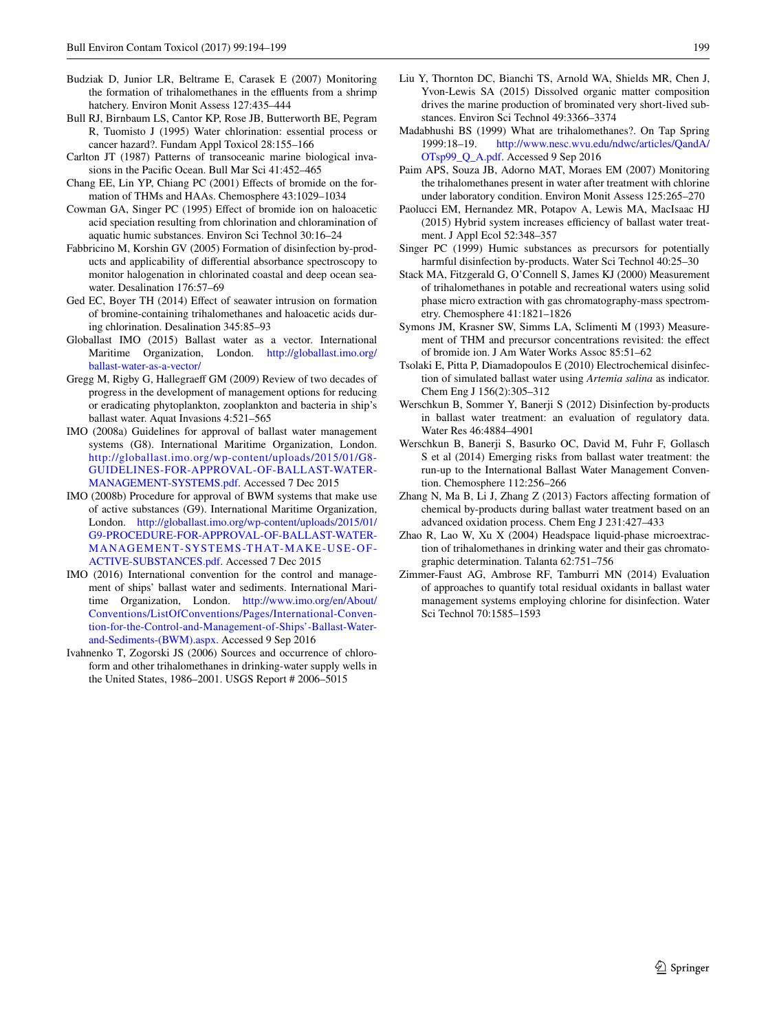Budziak D, Junior LR, Beltrame E, Carasek E (2007) Monitoring the formation of trihalomethanes in the effluents from a shrimp hatchery. Environ Monit Assess 127:435–444

Bull RJ, Birnbaum LS, Cantor KP, Rose JB, Butterworth BE, Pegram R, Tuomisto J (1995) Water chlorination: essential process or cancer hazard?. Fundam Appl Toxicol 28:155–166

Carlton JT (1987) Patterns of transoceanic marine biological invasions in the Pacific Ocean. Bull Mar Sci 41:452–465

Chang EE, Lin YP, Chiang PC (2001) Effects of bromide on the formation of THMs and HAAs. Chemosphere 43:1029–1034

Cowman GA, Singer PC (1995) Effect of bromide ion on haloacetic acid speciation resulting from chlorination and chloramination of aquatic humic substances. Environ Sci Technol 30:16–24

Fabbricino M, Korshin GV (2005) Formation of disinfection by-products and applicability of differential absorbance spectroscopy to monitor halogenation in chlorinated coastal and deep ocean seawater. Desalination 176:57–69

Ged EC, Boyer TH (2014) Effect of seawater intrusion on formation of bromine-containing trihalomethanes and haloacetic acids during chlorination. Desalination 345:85–93

Globallast IMO (2015) Ballast water as a vector. International Maritime Organization, London. http://globallast.imo.org/ballast-water-as-a-vector/

Gregg M, Rigby G, Hallegraeff GM (2009) Review of two decades of progress in the development of management options for reducing or eradicating phytoplankton, zooplankton and bacteria in ship's ballast water. Aquat Invasions 4:521–565

IMO (2008a) Guidelines for approval of ballast water management systems (G8). International Maritime Organization, London. http://globallast.imo.org/wp-content/uploads/2015/01/G8-GUIDELINES-FOR-APPROVAL-OF-BALLAST-WATER-MANAGEMENT-SYSTEMS.pdf. Accessed 7 Dec 2015

IMO (2008b) Procedure for approval of BWM systems that make use of active substances (G9). International Maritime Organization, London. http://globallast.imo.org/wp-content/uploads/2015/01/G9-PROCEDURE-FOR-APPROVAL-OF-BALLAST-WATER-MANAGEMENT-SYSTEMS-THAT-MAKE-USE-OF-ACTIVE-SUBSTANCES.pdf. Accessed 7 Dec 2015

IMO (2016) International convention for the control and management of ships' ballast water and sediments. International Maritime Organization, London. http://www.imo.org/en/About/Conventions/ListOfConventions/Pages/International-Convention-for-the-Control-and-Management-of-Ships'-Ballast-Water-and-Sediments-(BWM).aspx. Accessed 9 Sep 2016

Ivahnenko T, Zogorski JS (2006) Sources and occurrence of chloroform and other trihalomethanes in drinking-water supply wells in the United States, 1986–2001. USGS Report # 2006–5015

Liu Y, Thornton DC, Bianchi TS, Arnold WA, Shields MR, Chen J, Yvon-Lewis SA (2015) Dissolved organic matter composition drives the marine production of brominated very short-lived substances. Environ Sci Technol 49:3366–3374

Madabhushi BS (1999) What are trihalomethanes?. On Tap Spring 1999:18–19. http://www.nesc.wvu.edu/ndwc/articles/QandA/OTsp99_Q_A.pdf. Accessed 9 Sep 2016

Paim APS, Souza JB, Adorno MAT, Moraes EM (2007) Monitoring the trihalomethanes present in water after treatment with chlorine under laboratory condition. Environ Monit Assess 125:265–270

Paolucci EM, Hernandez MR, Potapov A, Lewis MA, MacIsaac HJ (2015) Hybrid system increases efficiency of ballast water treatment. J Appl Ecol 52:348–357

Singer PC (1999) Humic substances as precursors for potentially harmful disinfection by-products. Water Sci Technol 40:25–30

Stack MA, Fitzgerald G, O'Connell S, James KJ (2000) Measurement of trihalomethanes in potable and recreational waters using solid phase micro extraction with gas chromatography-mass spectrometry. Chemosphere 41:1821–1826

Symons JM, Krasner SW, Simms LA, Sclimenti M (1993) Measurement of THM and precursor concentrations revisited: the effect of bromide ion. J Am Water Works Assoc 85:51–62

Tsolaki E, Pitta P, Diamadopoulos E (2010) Electrochemical disinfection of simulated ballast water using *Artemia salina* as indicator. Chem Eng J 156(2):305–312

Werschkun B, Sommer Y, Banerji S (2012) Disinfection by-products in ballast water treatment: an evaluation of regulatory data. Water Res 46:4884–4901

Werschkun B, Banerji S, Basurko OC, David M, Fuhr F, Gollasch S et al (2014) Emerging risks from ballast water treatment: the run-up to the International Ballast Water Management Convention. Chemosphere 112:256–266

Zhang N, Ma B, Li J, Zhang Z (2013) Factors affecting formation of chemical by-products during ballast water treatment based on an advanced oxidation process. Chem Eng J 231:427–433

Zhao R, Lao W, Xu X (2004) Headspace liquid-phase microextraction of trihalomethanes in drinking water and their gas chromatographic determination. Talanta 62:751–756

Zimmer-Faust AG, Ambrose RF, Tamburri MN (2014) Evaluation of approaches to quantify total residual oxidants in ballast water management systems employing chlorine for disinfection. Water Sci Technol 70:1585–1593